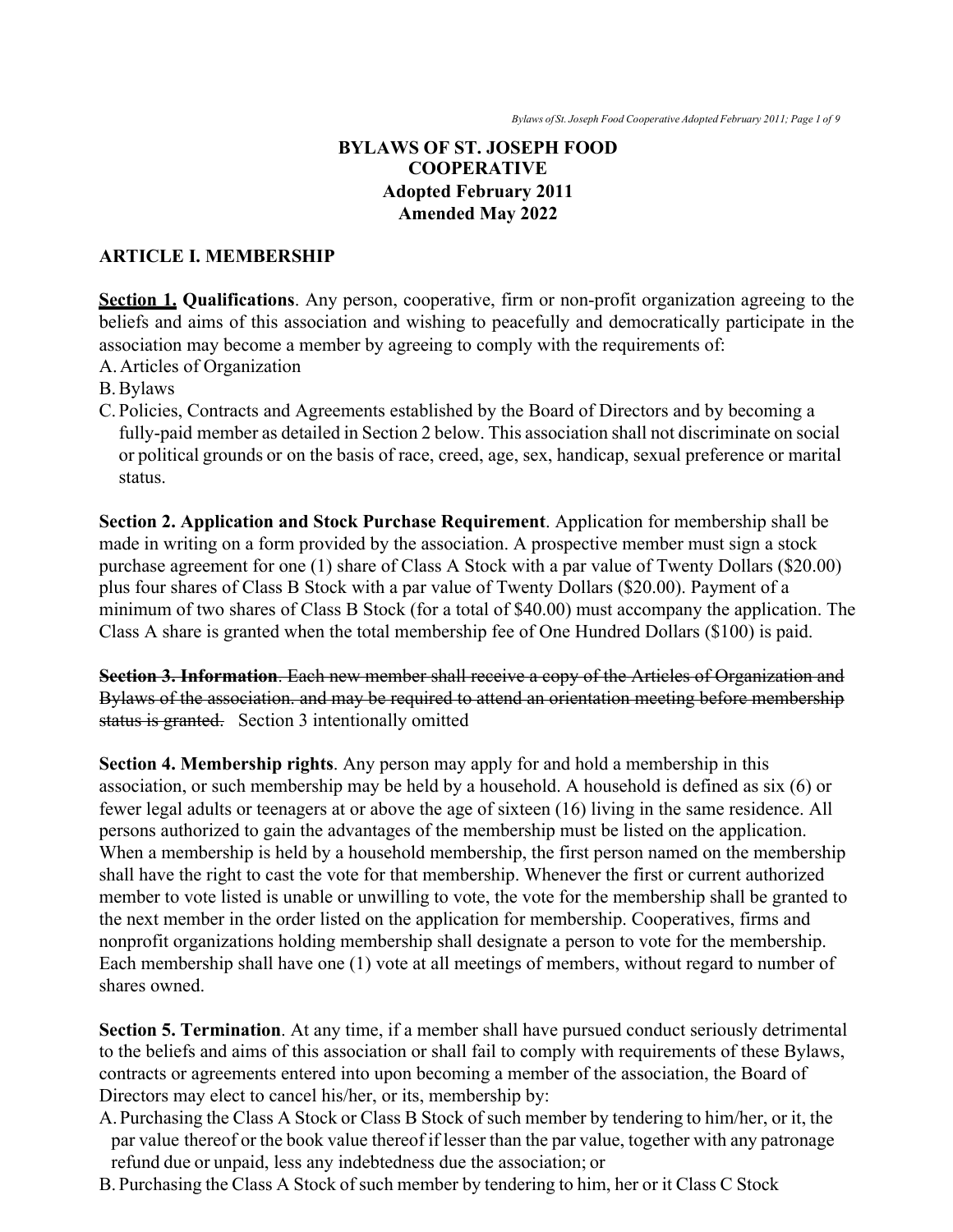# BYLAWS OF ST. JOSEPH FOOD COOPERATIVE
**Adopted February 2011**
**Amended May 2022**

## ARTICLE I. MEMBERSHIP

**Section 1. Qualifications**. Any person, cooperative, firm or non-profit organization agreeing to the beliefs and aims of this association and wishing to peacefully and democratically participate in the association may become a member by agreeing to comply with the requirements of:

A. Articles of Organization
B. Bylaws
C. Policies, Contracts and Agreements established by the Board of Directors and by becoming a fully-paid member as detailed in Section 2 below. This association shall not discriminate on social or political grounds or on the basis of race, creed, age, sex, handicap, sexual preference or marital status.

**Section 2. Application and Stock Purchase Requirement**. Application for membership shall be made in writing on a form provided by the association. A prospective member must sign a stock purchase agreement for one (1) share of Class A Stock with a par value of Twenty Dollars ($20.00) plus four shares of Class B Stock with a par value of Twenty Dollars ($20.00). Payment of a minimum of two shares of Class B Stock (for a total of $40.00) must accompany the application. The Class A share is granted when the total membership fee of One Hundred Dollars ($100) is paid.

~~**Section 3. Information**. Each new member shall receive a copy of the Articles of Organization and Bylaws of the association. and may be required to attend an orientation meeting before membership status is granted.~~ Section 3 intentionally omitted

**Section 4. Membership rights**. Any person may apply for and hold a membership in this association, or such membership may be held by a household. A household is defined as six (6) or fewer legal adults or teenagers at or above the age of sixteen (16) living in the same residence. All persons authorized to gain the advantages of the membership must be listed on the application. When a membership is held by a household membership, the first person named on the membership shall have the right to cast the vote for that membership. Whenever the first or current authorized member to vote listed is unable or unwilling to vote, the vote for the membership shall be granted to the next member in the order listed on the application for membership. Cooperatives, firms and nonprofit organizations holding membership shall designate a person to vote for the membership. Each membership shall have one (1) vote at all meetings of members, without regard to number of shares owned.

**Section 5. Termination**. At any time, if a member shall have pursued conduct seriously detrimental to the beliefs and aims of this association or shall fail to comply with requirements of these Bylaws, contracts or agreements entered into upon becoming a member of the association, the Board of Directors may elect to cancel his/her, or its, membership by:

A. Purchasing the Class A Stock or Class B Stock of such member by tendering to him/her, or it, the par value thereof or the book value thereof if lesser than the par value, together with any patronage refund due or unpaid, less any indebtedness due the association; or
B. Purchasing the Class A Stock of such member by tendering to him, her or it Class C Stock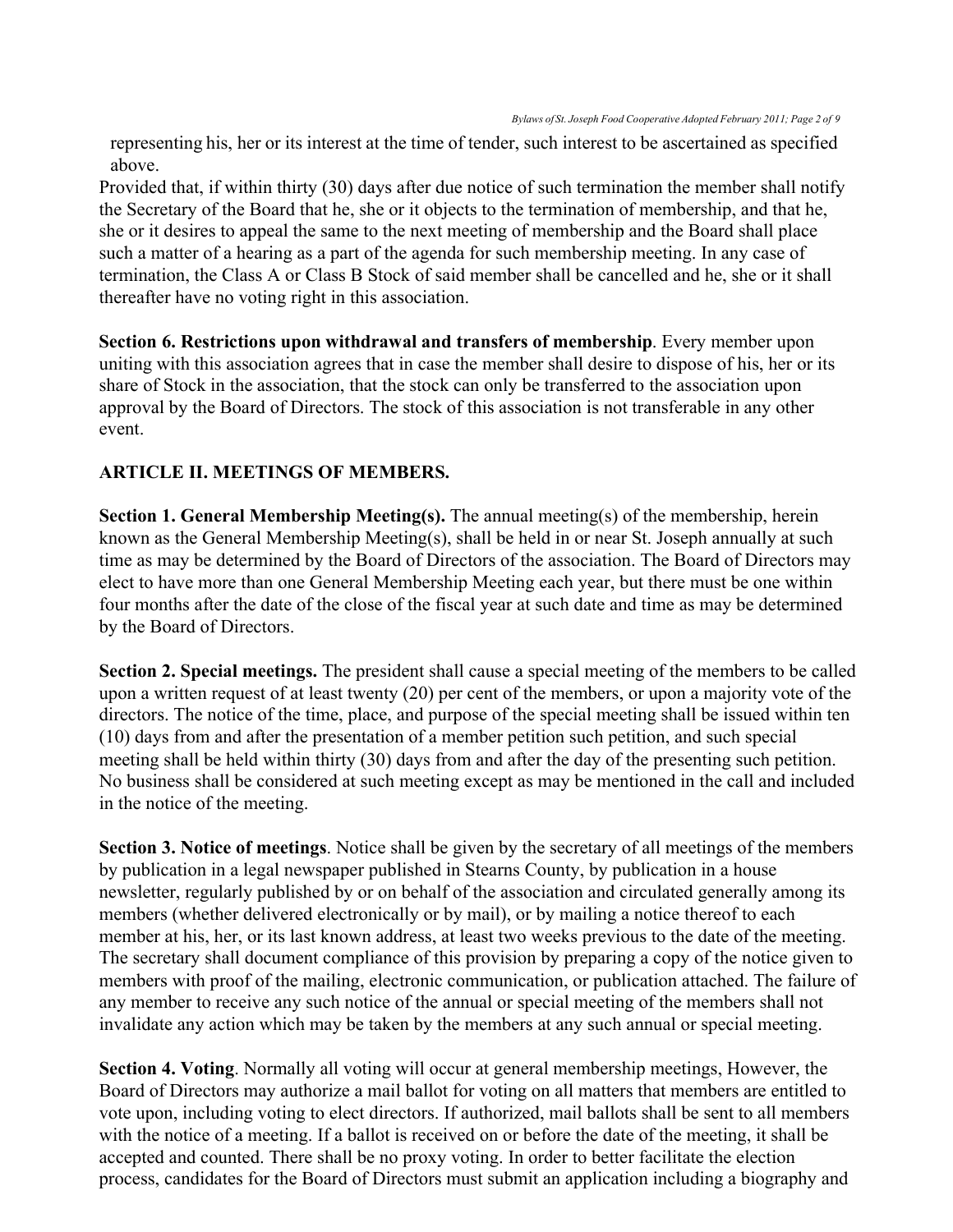representing his, her or its interest at the time of tender, such interest to be ascertained as specified above.

Provided that, if within thirty (30) days after due notice of such termination the member shall notify the Secretary of the Board that he, she or it objects to the termination of membership, and that he, she or it desires to appeal the same to the next meeting of membership and the Board shall place such a matter of a hearing as a part of the agenda for such membership meeting. In any case of termination, the Class A or Class B Stock of said member shall be cancelled and he, she or it shall thereafter have no voting right in this association.

**Section 6. Restrictions upon withdrawal and transfers of membership**. Every member upon uniting with this association agrees that in case the member shall desire to dispose of his, her or its share of Stock in the association, that the stock can only be transferred to the association upon approval by the Board of Directors. The stock of this association is not transferable in any other event.

## ARTICLE II. MEETINGS OF MEMBERS.

**Section 1. General Membership Meeting(s).** The annual meeting(s) of the membership, herein known as the General Membership Meeting(s), shall be held in or near St. Joseph annually at such time as may be determined by the Board of Directors of the association. The Board of Directors may elect to have more than one General Membership Meeting each year, but there must be one within four months after the date of the close of the fiscal year at such date and time as may be determined by the Board of Directors.

**Section 2. Special meetings.** The president shall cause a special meeting of the members to be called upon a written request of at least twenty (20) per cent of the members, or upon a majority vote of the directors. The notice of the time, place, and purpose of the special meeting shall be issued within ten (10) days from and after the presentation of a member petition such petition, and such special meeting shall be held within thirty (30) days from and after the day of the presenting such petition. No business shall be considered at such meeting except as may be mentioned in the call and included in the notice of the meeting.

**Section 3. Notice of meetings**. Notice shall be given by the secretary of all meetings of the members by publication in a legal newspaper published in Stearns County, by publication in a house newsletter, regularly published by or on behalf of the association and circulated generally among its members (whether delivered electronically or by mail), or by mailing a notice thereof to each member at his, her, or its last known address, at least two weeks previous to the date of the meeting. The secretary shall document compliance of this provision by preparing a copy of the notice given to members with proof of the mailing, electronic communication, or publication attached. The failure of any member to receive any such notice of the annual or special meeting of the members shall not invalidate any action which may be taken by the members at any such annual or special meeting.

**Section 4. Voting**. Normally all voting will occur at general membership meetings, However, the Board of Directors may authorize a mail ballot for voting on all matters that members are entitled to vote upon, including voting to elect directors. If authorized, mail ballots shall be sent to all members with the notice of a meeting. If a ballot is received on or before the date of the meeting, it shall be accepted and counted. There shall be no proxy voting. In order to better facilitate the election process, candidates for the Board of Directors must submit an application including a biography and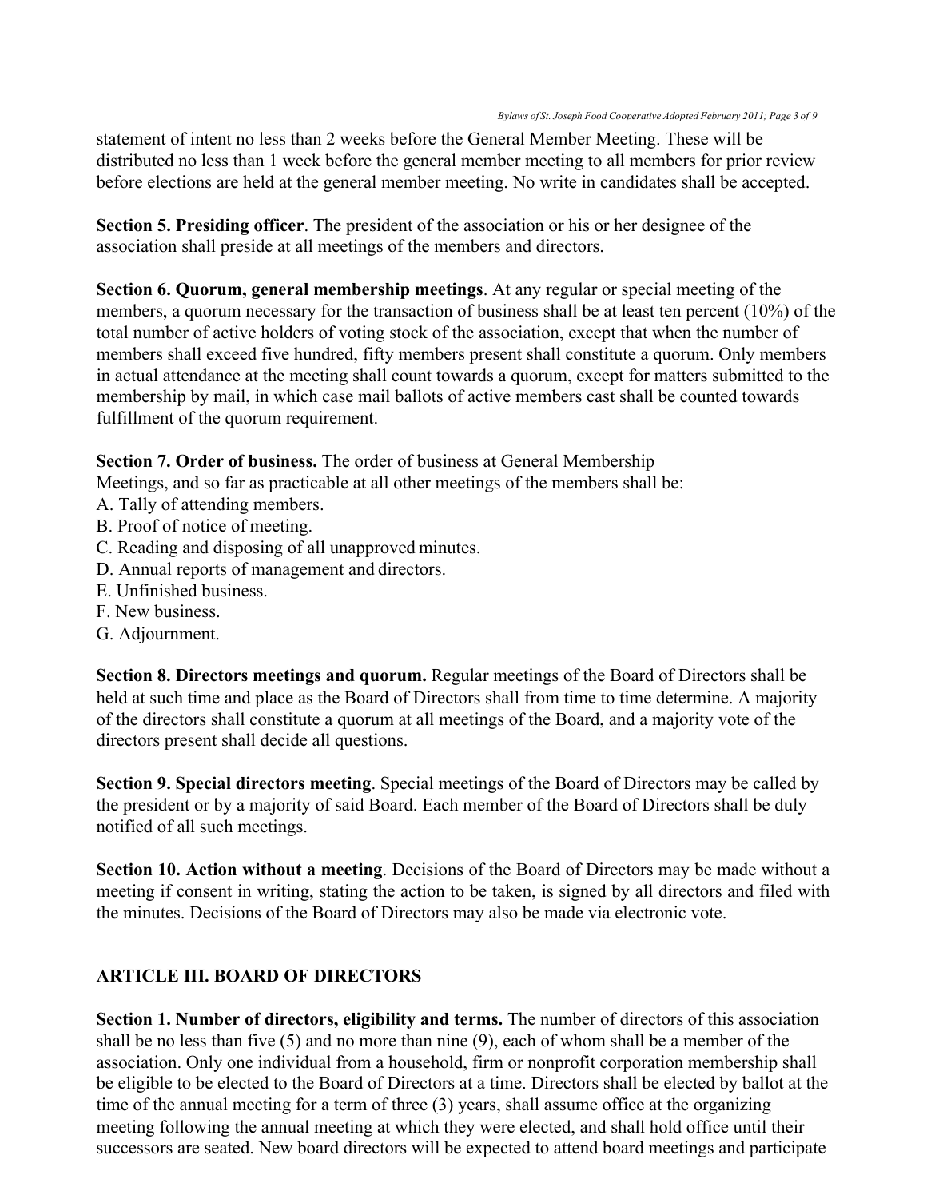statement of intent no less than 2 weeks before the General Member Meeting. These will be distributed no less than 1 week before the general member meeting to all members for prior review before elections are held at the general member meeting. No write in candidates shall be accepted.

**Section 5. Presiding officer**. The president of the association or his or her designee of the association shall preside at all meetings of the members and directors.

**Section 6. Quorum, general membership meetings**. At any regular or special meeting of the members, a quorum necessary for the transaction of business shall be at least ten percent (10%) of the total number of active holders of voting stock of the association, except that when the number of members shall exceed five hundred, fifty members present shall constitute a quorum. Only members in actual attendance at the meeting shall count towards a quorum, except for matters submitted to the membership by mail, in which case mail ballots of active members cast shall be counted towards fulfillment of the quorum requirement.

**Section 7. Order of business.** The order of business at General Membership Meetings, and so far as practicable at all other meetings of the members shall be:

A. Tally of attending members.
B. Proof of notice of meeting.
C. Reading and disposing of all unapproved minutes.
D. Annual reports of management and directors.
E. Unfinished business.
F. New business.
G. Adjournment.

**Section 8. Directors meetings and quorum.** Regular meetings of the Board of Directors shall be held at such time and place as the Board of Directors shall from time to time determine. A majority of the directors shall constitute a quorum at all meetings of the Board, and a majority vote of the directors present shall decide all questions.

**Section 9. Special directors meeting**. Special meetings of the Board of Directors may be called by the president or by a majority of said Board. Each member of the Board of Directors shall be duly notified of all such meetings.

**Section 10. Action without a meeting**. Decisions of the Board of Directors may be made without a meeting if consent in writing, stating the action to be taken, is signed by all directors and filed with the minutes. Decisions of the Board of Directors may also be made via electronic vote.

## ARTICLE III. BOARD OF DIRECTORS

**Section 1. Number of directors, eligibility and terms.** The number of directors of this association shall be no less than five (5) and no more than nine (9), each of whom shall be a member of the association. Only one individual from a household, firm or nonprofit corporation membership shall be eligible to be elected to the Board of Directors at a time. Directors shall be elected by ballot at the time of the annual meeting for a term of three (3) years, shall assume office at the organizing meeting following the annual meeting at which they were elected, and shall hold office until their successors are seated. New board directors will be expected to attend board meetings and participate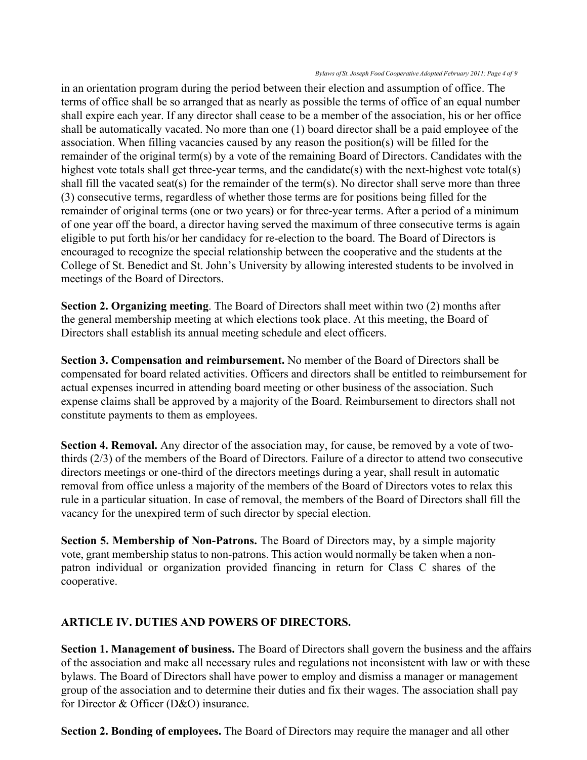in an orientation program during the period between their election and assumption of office. The terms of office shall be so arranged that as nearly as possible the terms of office of an equal number shall expire each year. If any director shall cease to be a member of the association, his or her office shall be automatically vacated. No more than one (1) board director shall be a paid employee of the association. When filling vacancies caused by any reason the position(s) will be filled for the remainder of the original term(s) by a vote of the remaining Board of Directors. Candidates with the highest vote totals shall get three-year terms, and the candidate(s) with the next-highest vote total(s) shall fill the vacated seat(s) for the remainder of the term(s). No director shall serve more than three (3) consecutive terms, regardless of whether those terms are for positions being filled for the remainder of original terms (one or two years) or for three-year terms. After a period of a minimum of one year off the board, a director having served the maximum of three consecutive terms is again eligible to put forth his/or her candidacy for re-election to the board. The Board of Directors is encouraged to recognize the special relationship between the cooperative and the students at the College of St. Benedict and St. John's University by allowing interested students to be involved in meetings of the Board of Directors.

**Section 2. Organizing meeting**. The Board of Directors shall meet within two (2) months after the general membership meeting at which elections took place. At this meeting, the Board of Directors shall establish its annual meeting schedule and elect officers.

**Section 3. Compensation and reimbursement.** No member of the Board of Directors shall be compensated for board related activities. Officers and directors shall be entitled to reimbursement for actual expenses incurred in attending board meeting or other business of the association. Such expense claims shall be approved by a majority of the Board. Reimbursement to directors shall not constitute payments to them as employees.

**Section 4. Removal.** Any director of the association may, for cause, be removed by a vote of two-thirds (2/3) of the members of the Board of Directors. Failure of a director to attend two consecutive directors meetings or one-third of the directors meetings during a year, shall result in automatic removal from office unless a majority of the members of the Board of Directors votes to relax this rule in a particular situation. In case of removal, the members of the Board of Directors shall fill the vacancy for the unexpired term of such director by special election.

**Section 5. Membership of Non-Patrons.** The Board of Directors may, by a simple majority vote, grant membership status to non-patrons. This action would normally be taken when a non-patron individual or organization provided financing in return for Class C shares of the cooperative.

## ARTICLE IV. DUTIES AND POWERS OF DIRECTORS.

**Section 1. Management of business.** The Board of Directors shall govern the business and the affairs of the association and make all necessary rules and regulations not inconsistent with law or with these bylaws. The Board of Directors shall have power to employ and dismiss a manager or management group of the association and to determine their duties and fix their wages. The association shall pay for Director & Officer (D&O) insurance.

**Section 2. Bonding of employees.** The Board of Directors may require the manager and all other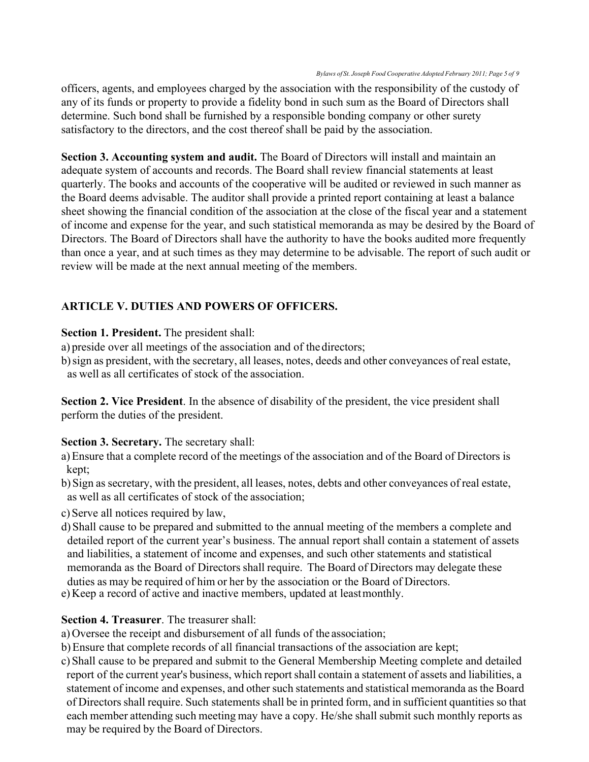officers, agents, and employees charged by the association with the responsibility of the custody of any of its funds or property to provide a fidelity bond in such sum as the Board of Directors shall determine. Such bond shall be furnished by a responsible bonding company or other surety satisfactory to the directors, and the cost thereof shall be paid by the association.

**Section 3. Accounting system and audit.** The Board of Directors will install and maintain an adequate system of accounts and records. The Board shall review financial statements at least quarterly. The books and accounts of the cooperative will be audited or reviewed in such manner as the Board deems advisable. The auditor shall provide a printed report containing at least a balance sheet showing the financial condition of the association at the close of the fiscal year and a statement of income and expense for the year, and such statistical memoranda as may be desired by the Board of Directors. The Board of Directors shall have the authority to have the books audited more frequently than once a year, and at such times as they may determine to be advisable. The report of such audit or review will be made at the next annual meeting of the members.

## ARTICLE V. DUTIES AND POWERS OF OFFICERS.

**Section 1. President.** The president shall:

a) preside over all meetings of the association and of the directors;
b) sign as president, with the secretary, all leases, notes, deeds and other conveyances of real estate, as well as all certificates of stock of the association.

**Section 2. Vice President**. In the absence of disability of the president, the vice president shall perform the duties of the president.

**Section 3. Secretary.** The secretary shall:

a) Ensure that a complete record of the meetings of the association and of the Board of Directors is kept;
b) Sign as secretary, with the president, all leases, notes, debts and other conveyances of real estate, as well as all certificates of stock of the association;
c) Serve all notices required by law,
d) Shall cause to be prepared and submitted to the annual meeting of the members a complete and detailed report of the current year's business. The annual report shall contain a statement of assets and liabilities, a statement of income and expenses, and such other statements and statistical memoranda as the Board of Directors shall require. The Board of Directors may delegate these duties as may be required of him or her by the association or the Board of Directors.
e) Keep a record of active and inactive members, updated at least monthly.

**Section 4. Treasurer**. The treasurer shall:

a) Oversee the receipt and disbursement of all funds of the association;
b) Ensure that complete records of all financial transactions of the association are kept;
c) Shall cause to be prepared and submit to the General Membership Meeting complete and detailed report of the current year's business, which report shall contain a statement of assets and liabilities, a statement of income and expenses, and other such statements and statistical memoranda as the Board of Directors shall require. Such statements shall be in printed form, and in sufficient quantities so that each member attending such meeting may have a copy. He/she shall submit such monthly reports as may be required by the Board of Directors.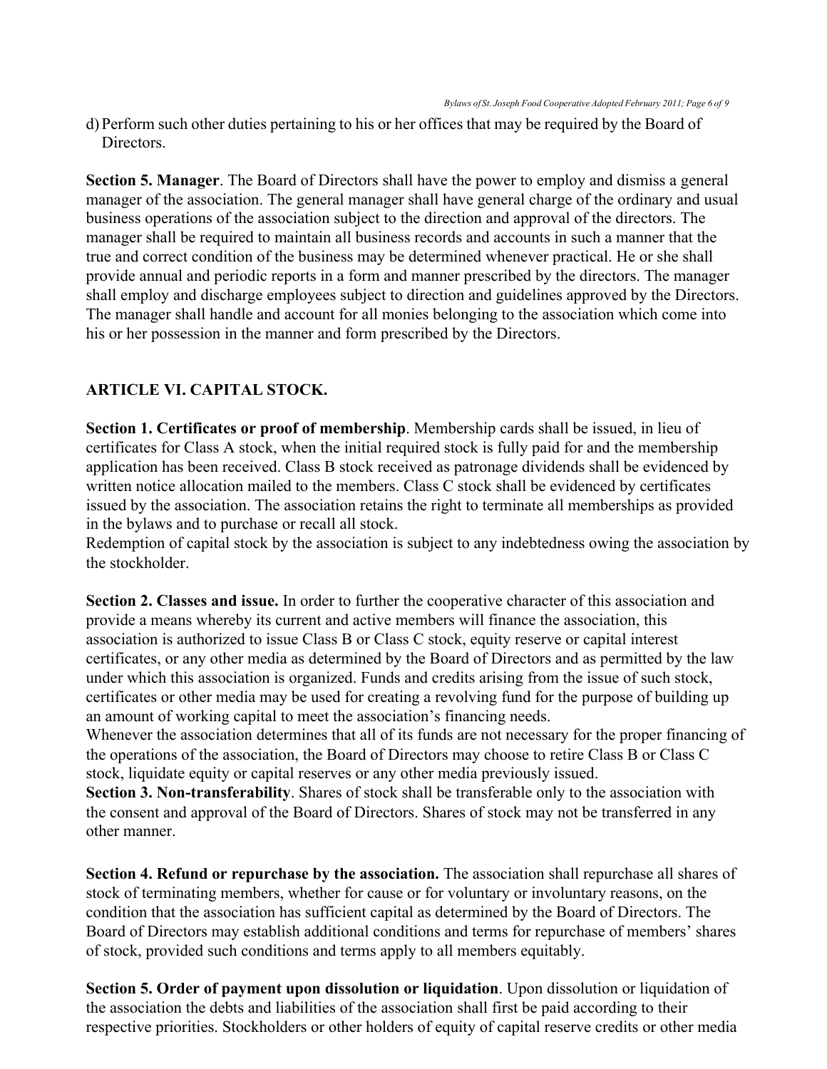d) Perform such other duties pertaining to his or her offices that may be required by the Board of Directors.

**Section 5. Manager**. The Board of Directors shall have the power to employ and dismiss a general manager of the association. The general manager shall have general charge of the ordinary and usual business operations of the association subject to the direction and approval of the directors. The manager shall be required to maintain all business records and accounts in such a manner that the true and correct condition of the business may be determined whenever practical. He or she shall provide annual and periodic reports in a form and manner prescribed by the directors. The manager shall employ and discharge employees subject to direction and guidelines approved by the Directors. The manager shall handle and account for all monies belonging to the association which come into his or her possession in the manner and form prescribed by the Directors.

## ARTICLE VI. CAPITAL STOCK.

**Section 1. Certificates or proof of membership**. Membership cards shall be issued, in lieu of certificates for Class A stock, when the initial required stock is fully paid for and the membership application has been received. Class B stock received as patronage dividends shall be evidenced by written notice allocation mailed to the members. Class C stock shall be evidenced by certificates issued by the association. The association retains the right to terminate all memberships as provided in the bylaws and to purchase or recall all stock.
Redemption of capital stock by the association is subject to any indebtedness owing the association by the stockholder.

**Section 2. Classes and issue.** In order to further the cooperative character of this association and provide a means whereby its current and active members will finance the association, this association is authorized to issue Class B or Class C stock, equity reserve or capital interest certificates, or any other media as determined by the Board of Directors and as permitted by the law under which this association is organized. Funds and credits arising from the issue of such stock, certificates or other media may be used for creating a revolving fund for the purpose of building up an amount of working capital to meet the association's financing needs.
Whenever the association determines that all of its funds are not necessary for the proper financing of the operations of the association, the Board of Directors may choose to retire Class B or Class C stock, liquidate equity or capital reserves or any other media previously issued.

**Section 3. Non-transferability**. Shares of stock shall be transferable only to the association with the consent and approval of the Board of Directors. Shares of stock may not be transferred in any other manner.

**Section 4. Refund or repurchase by the association.** The association shall repurchase all shares of stock of terminating members, whether for cause or for voluntary or involuntary reasons, on the condition that the association has sufficient capital as determined by the Board of Directors. The Board of Directors may establish additional conditions and terms for repurchase of members' shares of stock, provided such conditions and terms apply to all members equitably.

**Section 5. Order of payment upon dissolution or liquidation**. Upon dissolution or liquidation of the association the debts and liabilities of the association shall first be paid according to their respective priorities. Stockholders or other holders of equity of capital reserve credits or other media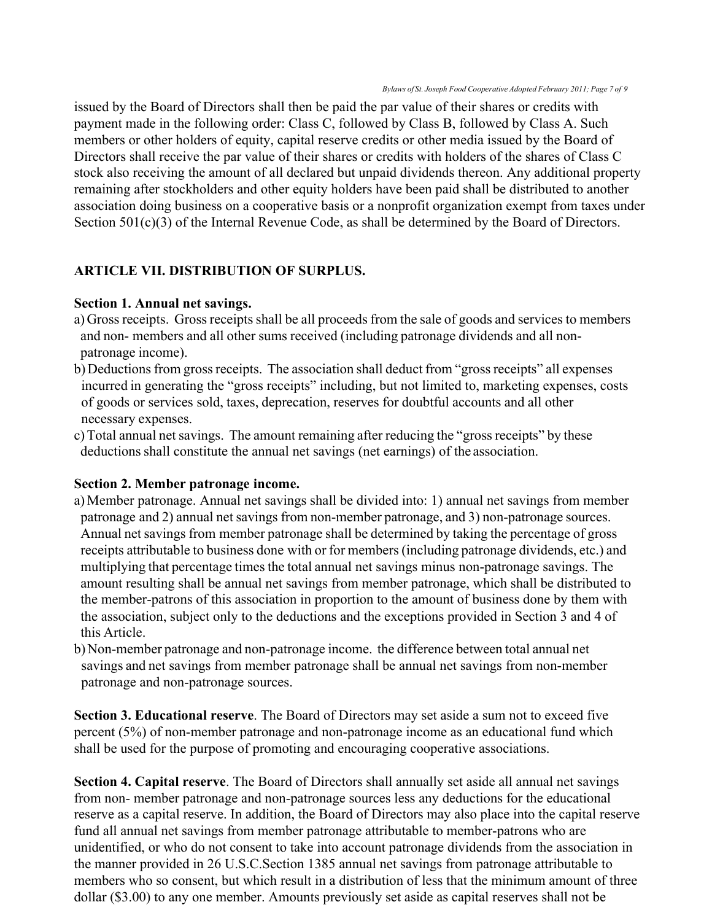issued by the Board of Directors shall then be paid the par value of their shares or credits with payment made in the following order: Class C, followed by Class B, followed by Class A. Such members or other holders of equity, capital reserve credits or other media issued by the Board of Directors shall receive the par value of their shares or credits with holders of the shares of Class C stock also receiving the amount of all declared but unpaid dividends thereon. Any additional property remaining after stockholders and other equity holders have been paid shall be distributed to another association doing business on a cooperative basis or a nonprofit organization exempt from taxes under Section 501(c)(3) of the Internal Revenue Code, as shall be determined by the Board of Directors.

## ARTICLE VII. DISTRIBUTION OF SURPLUS.

**Section 1. Annual net savings.**

a) Gross receipts. Gross receipts shall be all proceeds from the sale of goods and services to members and non- members and all other sums received (including patronage dividends and all non-patronage income).

b) Deductions from gross receipts. The association shall deduct from "gross receipts" all expenses incurred in generating the "gross receipts" including, but not limited to, marketing expenses, costs of goods or services sold, taxes, deprecation, reserves for doubtful accounts and all other necessary expenses.

c) Total annual net savings. The amount remaining after reducing the "gross receipts" by these deductions shall constitute the annual net savings (net earnings) of the association.

**Section 2. Member patronage income.**

a) Member patronage. Annual net savings shall be divided into: 1) annual net savings from member patronage and 2) annual net savings from non-member patronage, and 3) non-patronage sources. Annual net savings from member patronage shall be determined by taking the percentage of gross receipts attributable to business done with or for members (including patronage dividends, etc.) and multiplying that percentage times the total annual net savings minus non-patronage savings. The amount resulting shall be annual net savings from member patronage, which shall be distributed to the member-patrons of this association in proportion to the amount of business done by them with the association, subject only to the deductions and the exceptions provided in Section 3 and 4 of this Article.

b) Non-member patronage and non-patronage income. the difference between total annual net savings and net savings from member patronage shall be annual net savings from non-member patronage and non-patronage sources.

**Section 3. Educational reserve**. The Board of Directors may set aside a sum not to exceed five percent (5%) of non-member patronage and non-patronage income as an educational fund which shall be used for the purpose of promoting and encouraging cooperative associations.

**Section 4. Capital reserve**. The Board of Directors shall annually set aside all annual net savings from non- member patronage and non-patronage sources less any deductions for the educational reserve as a capital reserve. In addition, the Board of Directors may also place into the capital reserve fund all annual net savings from member patronage attributable to member-patrons who are unidentified, or who do not consent to take into account patronage dividends from the association in the manner provided in 26 U.S.C.Section 1385 annual net savings from patronage attributable to members who so consent, but which result in a distribution of less that the minimum amount of three dollar ($3.00) to any one member. Amounts previously set aside as capital reserves shall not be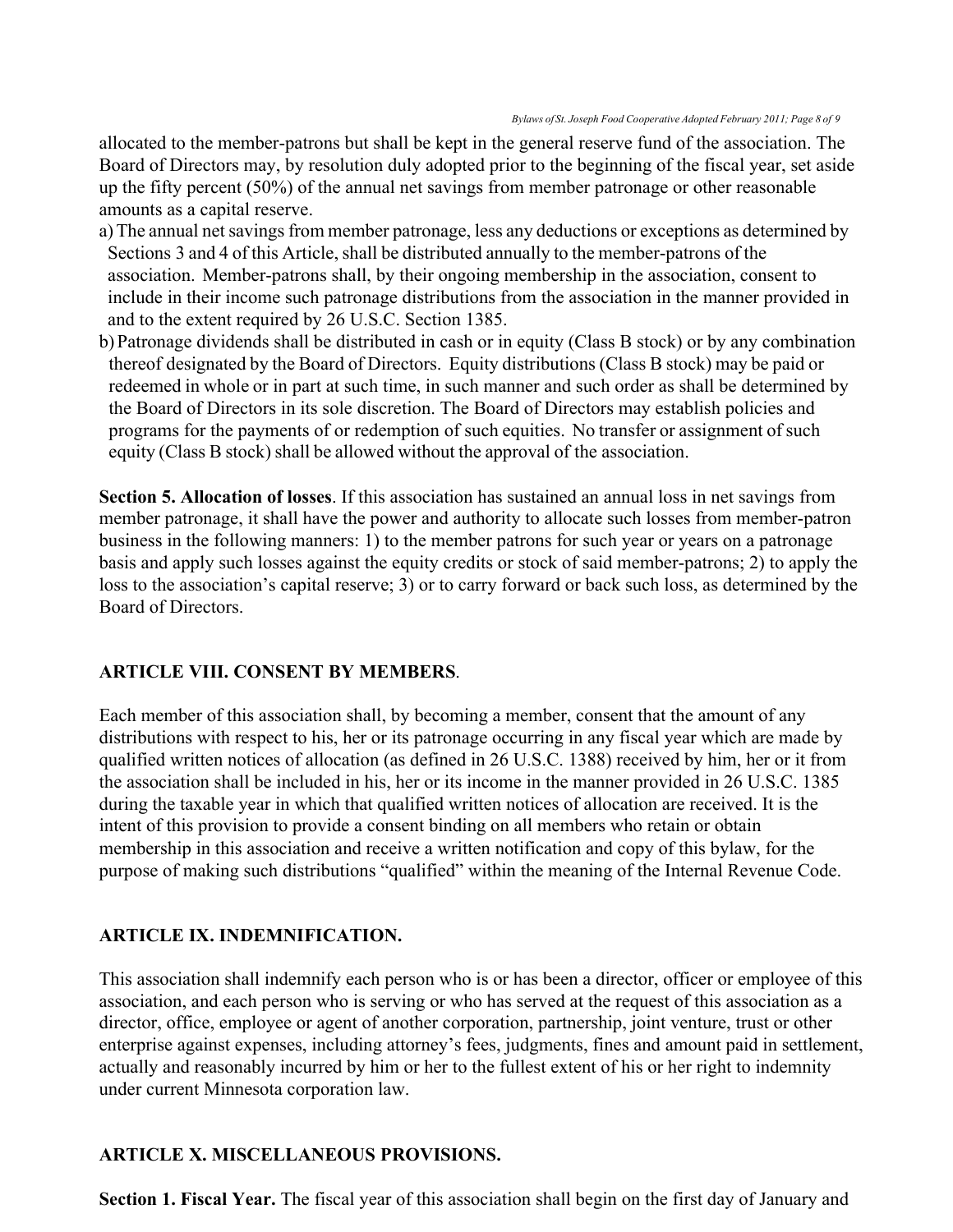allocated to the member-patrons but shall be kept in the general reserve fund of the association. The Board of Directors may, by resolution duly adopted prior to the beginning of the fiscal year, set aside up the fifty percent (50%) of the annual net savings from member patronage or other reasonable amounts as a capital reserve.

a) The annual net savings from member patronage, less any deductions or exceptions as determined by Sections 3 and 4 of this Article, shall be distributed annually to the member-patrons of the association. Member-patrons shall, by their ongoing membership in the association, consent to include in their income such patronage distributions from the association in the manner provided in and to the extent required by 26 U.S.C. Section 1385.

b) Patronage dividends shall be distributed in cash or in equity (Class B stock) or by any combination thereof designated by the Board of Directors. Equity distributions (Class B stock) may be paid or redeemed in whole or in part at such time, in such manner and such order as shall be determined by the Board of Directors in its sole discretion. The Board of Directors may establish policies and programs for the payments of or redemption of such equities. No transfer or assignment of such equity (Class B stock) shall be allowed without the approval of the association.

**Section 5. Allocation of losses**. If this association has sustained an annual loss in net savings from member patronage, it shall have the power and authority to allocate such losses from member-patron business in the following manners: 1) to the member patrons for such year or years on a patronage basis and apply such losses against the equity credits or stock of said member-patrons; 2) to apply the loss to the association's capital reserve; 3) or to carry forward or back such loss, as determined by the Board of Directors.

## ARTICLE VIII. CONSENT BY MEMBERS.

Each member of this association shall, by becoming a member, consent that the amount of any distributions with respect to his, her or its patronage occurring in any fiscal year which are made by qualified written notices of allocation (as defined in 26 U.S.C. 1388) received by him, her or it from the association shall be included in his, her or its income in the manner provided in 26 U.S.C. 1385 during the taxable year in which that qualified written notices of allocation are received. It is the intent of this provision to provide a consent binding on all members who retain or obtain membership in this association and receive a written notification and copy of this bylaw, for the purpose of making such distributions "qualified" within the meaning of the Internal Revenue Code.

## ARTICLE IX. INDEMNIFICATION.

This association shall indemnify each person who is or has been a director, officer or employee of this association, and each person who is serving or who has served at the request of this association as a director, office, employee or agent of another corporation, partnership, joint venture, trust or other enterprise against expenses, including attorney's fees, judgments, fines and amount paid in settlement, actually and reasonably incurred by him or her to the fullest extent of his or her right to indemnity under current Minnesota corporation law.

## ARTICLE X. MISCELLANEOUS PROVISIONS.

**Section 1. Fiscal Year.** The fiscal year of this association shall begin on the first day of January and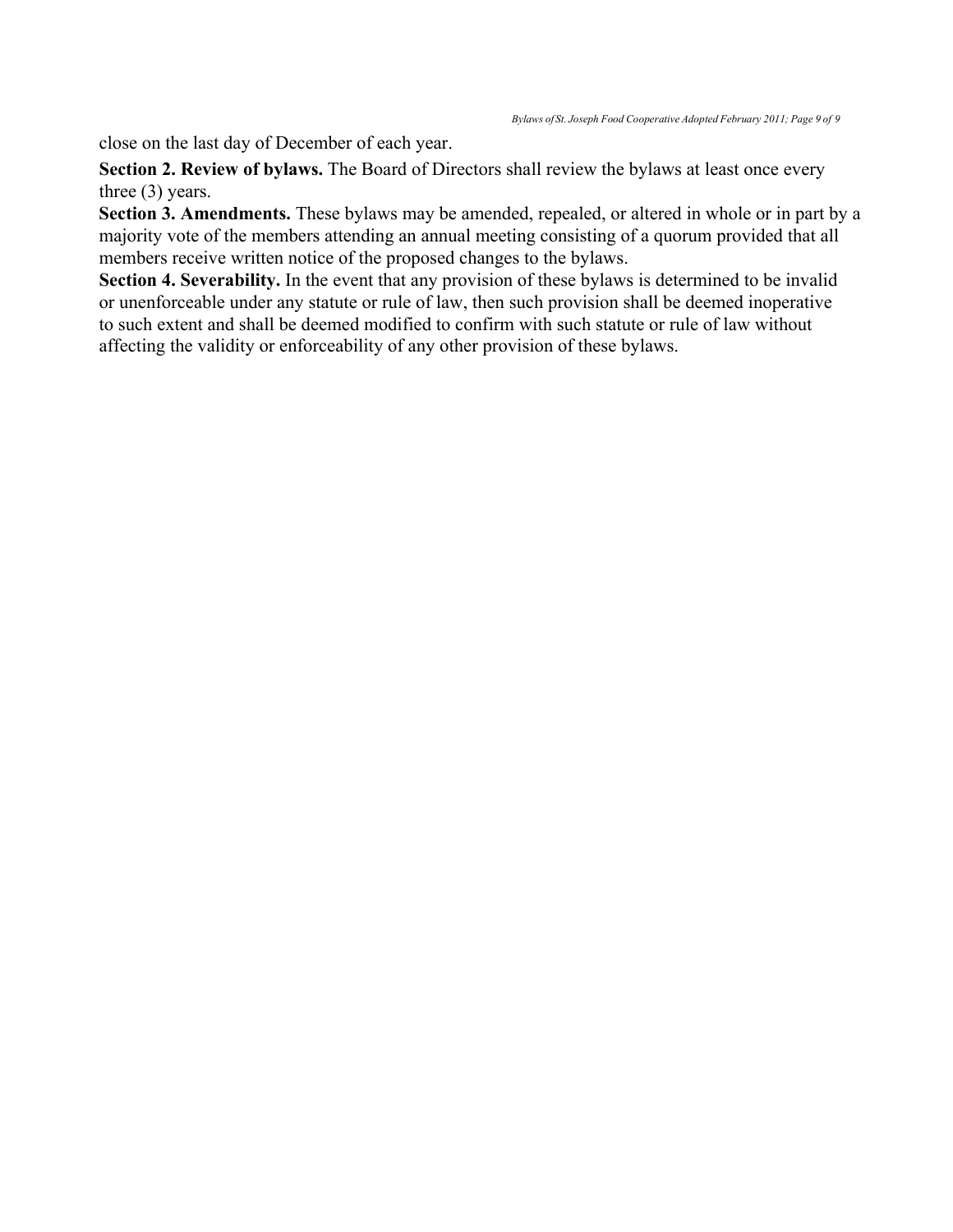close on the last day of December of each year.

**Section 2. Review of bylaws.** The Board of Directors shall review the bylaws at least once every three (3) years.

**Section 3. Amendments.** These bylaws may be amended, repealed, or altered in whole or in part by a majority vote of the members attending an annual meeting consisting of a quorum provided that all members receive written notice of the proposed changes to the bylaws.

**Section 4. Severability.** In the event that any provision of these bylaws is determined to be invalid or unenforceable under any statute or rule of law, then such provision shall be deemed inoperative to such extent and shall be deemed modified to confirm with such statute or rule of law without affecting the validity or enforceability of any other provision of these bylaws.